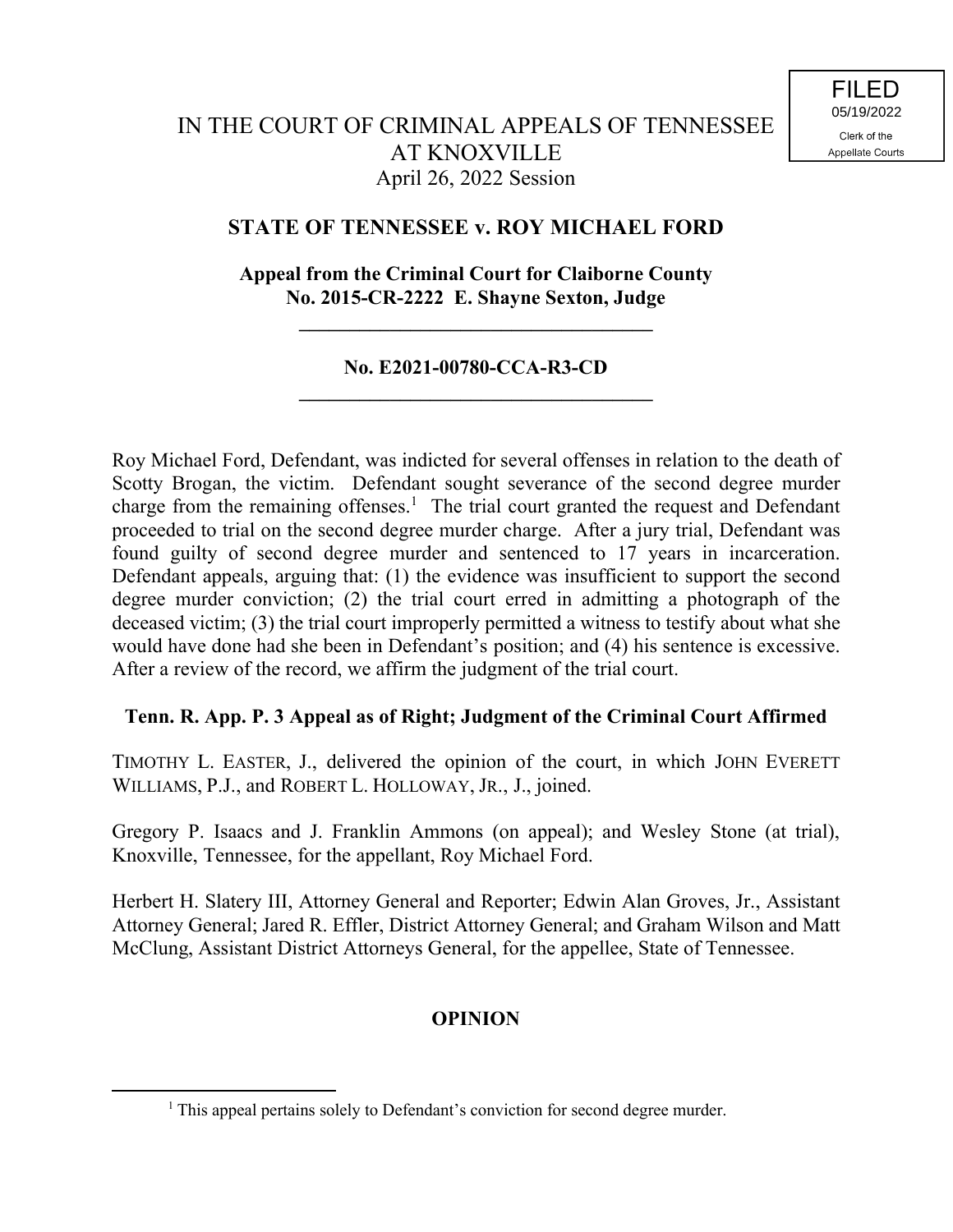FILED
05/19/2022
Clerk of the
Appellate Courts

IN THE COURT OF CRIMINAL APPEALS OF TENNESSEE
AT KNOXVILLE
April 26, 2022 Session

## STATE OF TENNESSEE v. ROY MICHAEL FORD

**Appeal from the Criminal Court for Claiborne County**
**No. 2015-CR-2222 E. Shayne Sexton, Judge**

---

**No. E2021-00780-CCA-R3-CD**

---

Roy Michael Ford, Defendant, was indicted for several offenses in relation to the death of Scotty Brogan, the victim. Defendant sought severance of the second degree murder charge from the remaining offenses.[1] The trial court granted the request and Defendant proceeded to trial on the second degree murder charge. After a jury trial, Defendant was found guilty of second degree murder and sentenced to 17 years in incarceration. Defendant appeals, arguing that: (1) the evidence was insufficient to support the second degree murder conviction; (2) the trial court erred in admitting a photograph of the deceased victim; (3) the trial court improperly permitted a witness to testify about what she would have done had she been in Defendant's position; and (4) his sentence is excessive. After a review of the record, we affirm the judgment of the trial court.

**Tenn. R. App. P. 3 Appeal as of Right; Judgment of the Criminal Court Affirmed**

TIMOTHY L. EASTER, J., delivered the opinion of the court, in which JOHN EVERETT WILLIAMS, P.J., and ROBERT L. HOLLOWAY, JR., J., joined.

Gregory P. Isaacs and J. Franklin Ammons (on appeal); and Wesley Stone (at trial), Knoxville, Tennessee, for the appellant, Roy Michael Ford.

Herbert H. Slatery III, Attorney General and Reporter; Edwin Alan Groves, Jr., Assistant Attorney General; Jared R. Effler, District Attorney General; and Graham Wilson and Matt McClung, Assistant District Attorneys General, for the appellee, State of Tennessee.

## OPINION

---

[1] This appeal pertains solely to Defendant's conviction for second degree murder.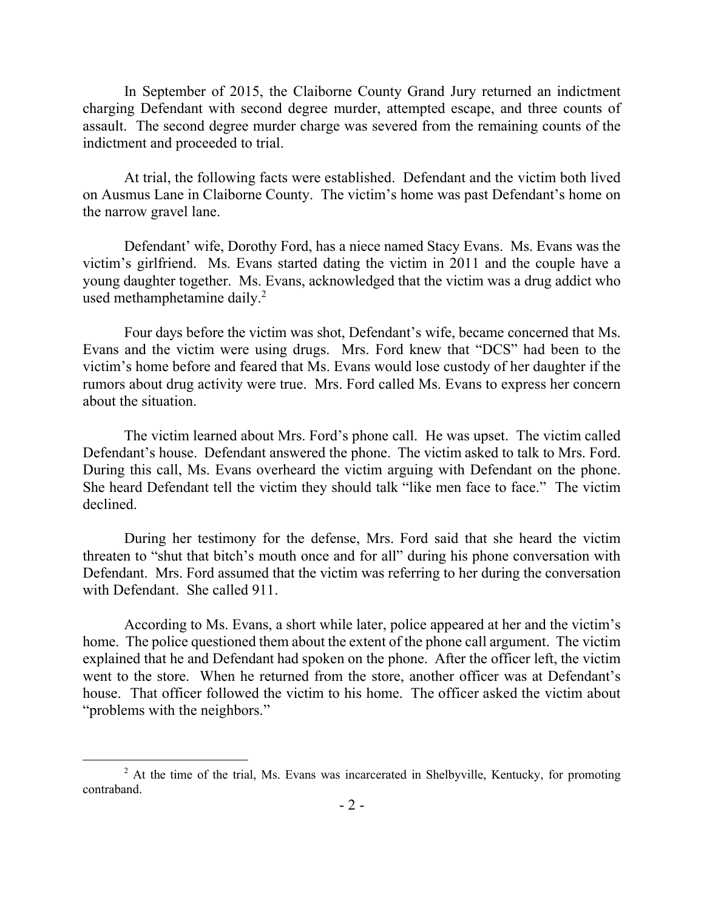In September of 2015, the Claiborne County Grand Jury returned an indictment charging Defendant with second degree murder, attempted escape, and three counts of assault. The second degree murder charge was severed from the remaining counts of the indictment and proceeded to trial.

At trial, the following facts were established. Defendant and the victim both lived on Ausmus Lane in Claiborne County. The victim's home was past Defendant's home on the narrow gravel lane.

Defendant' wife, Dorothy Ford, has a niece named Stacy Evans. Ms. Evans was the victim's girlfriend. Ms. Evans started dating the victim in 2011 and the couple have a young daughter together. Ms. Evans, acknowledged that the victim was a drug addict who used methamphetamine daily.[2]

Four days before the victim was shot, Defendant's wife, became concerned that Ms. Evans and the victim were using drugs. Mrs. Ford knew that "DCS" had been to the victim's home before and feared that Ms. Evans would lose custody of her daughter if the rumors about drug activity were true. Mrs. Ford called Ms. Evans to express her concern about the situation.

The victim learned about Mrs. Ford's phone call. He was upset. The victim called Defendant's house. Defendant answered the phone. The victim asked to talk to Mrs. Ford. During this call, Ms. Evans overheard the victim arguing with Defendant on the phone. She heard Defendant tell the victim they should talk "like men face to face." The victim declined.

During her testimony for the defense, Mrs. Ford said that she heard the victim threaten to "shut that bitch's mouth once and for all" during his phone conversation with Defendant. Mrs. Ford assumed that the victim was referring to her during the conversation with Defendant. She called 911.

According to Ms. Evans, a short while later, police appeared at her and the victim's home. The police questioned them about the extent of the phone call argument. The victim explained that he and Defendant had spoken on the phone. After the officer left, the victim went to the store. When he returned from the store, another officer was at Defendant's house. That officer followed the victim to his home. The officer asked the victim about "problems with the neighbors."

[2] At the time of the trial, Ms. Evans was incarcerated in Shelbyville, Kentucky, for promoting contraband.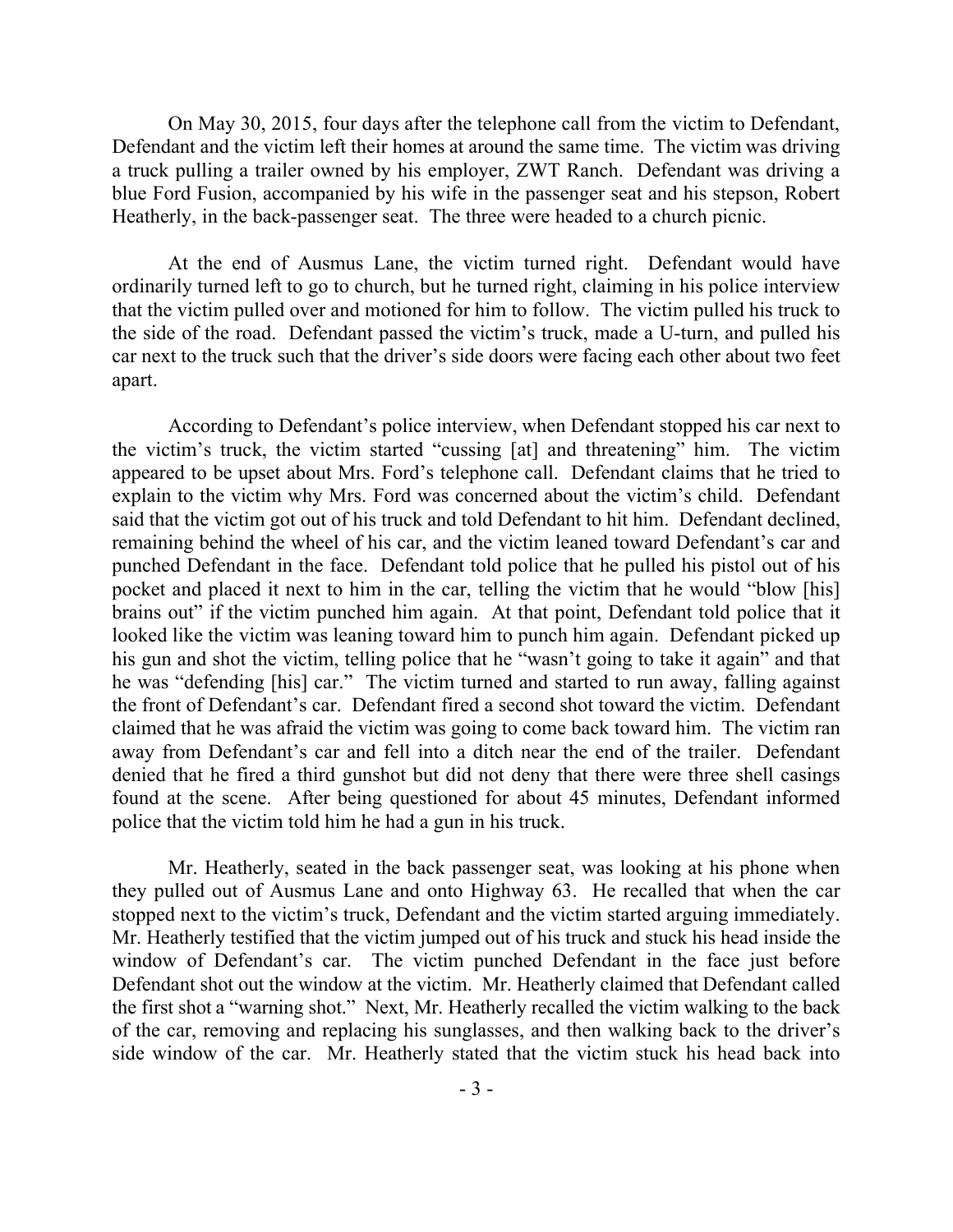On May 30, 2015, four days after the telephone call from the victim to Defendant, Defendant and the victim left their homes at around the same time. The victim was driving a truck pulling a trailer owned by his employer, ZWT Ranch. Defendant was driving a blue Ford Fusion, accompanied by his wife in the passenger seat and his stepson, Robert Heatherly, in the back-passenger seat. The three were headed to a church picnic.

At the end of Ausmus Lane, the victim turned right. Defendant would have ordinarily turned left to go to church, but he turned right, claiming in his police interview that the victim pulled over and motioned for him to follow. The victim pulled his truck to the side of the road. Defendant passed the victim's truck, made a U-turn, and pulled his car next to the truck such that the driver's side doors were facing each other about two feet apart.

According to Defendant's police interview, when Defendant stopped his car next to the victim's truck, the victim started "cussing [at] and threatening" him. The victim appeared to be upset about Mrs. Ford's telephone call. Defendant claims that he tried to explain to the victim why Mrs. Ford was concerned about the victim's child. Defendant said that the victim got out of his truck and told Defendant to hit him. Defendant declined, remaining behind the wheel of his car, and the victim leaned toward Defendant's car and punched Defendant in the face. Defendant told police that he pulled his pistol out of his pocket and placed it next to him in the car, telling the victim that he would "blow [his] brains out" if the victim punched him again. At that point, Defendant told police that it looked like the victim was leaning toward him to punch him again. Defendant picked up his gun and shot the victim, telling police that he "wasn't going to take it again" and that he was "defending [his] car." The victim turned and started to run away, falling against the front of Defendant's car. Defendant fired a second shot toward the victim. Defendant claimed that he was afraid the victim was going to come back toward him. The victim ran away from Defendant's car and fell into a ditch near the end of the trailer. Defendant denied that he fired a third gunshot but did not deny that there were three shell casings found at the scene. After being questioned for about 45 minutes, Defendant informed police that the victim told him he had a gun in his truck.

Mr. Heatherly, seated in the back passenger seat, was looking at his phone when they pulled out of Ausmus Lane and onto Highway 63. He recalled that when the car stopped next to the victim's truck, Defendant and the victim started arguing immediately. Mr. Heatherly testified that the victim jumped out of his truck and stuck his head inside the window of Defendant's car. The victim punched Defendant in the face just before Defendant shot out the window at the victim. Mr. Heatherly claimed that Defendant called the first shot a "warning shot." Next, Mr. Heatherly recalled the victim walking to the back of the car, removing and replacing his sunglasses, and then walking back to the driver's side window of the car. Mr. Heatherly stated that the victim stuck his head back into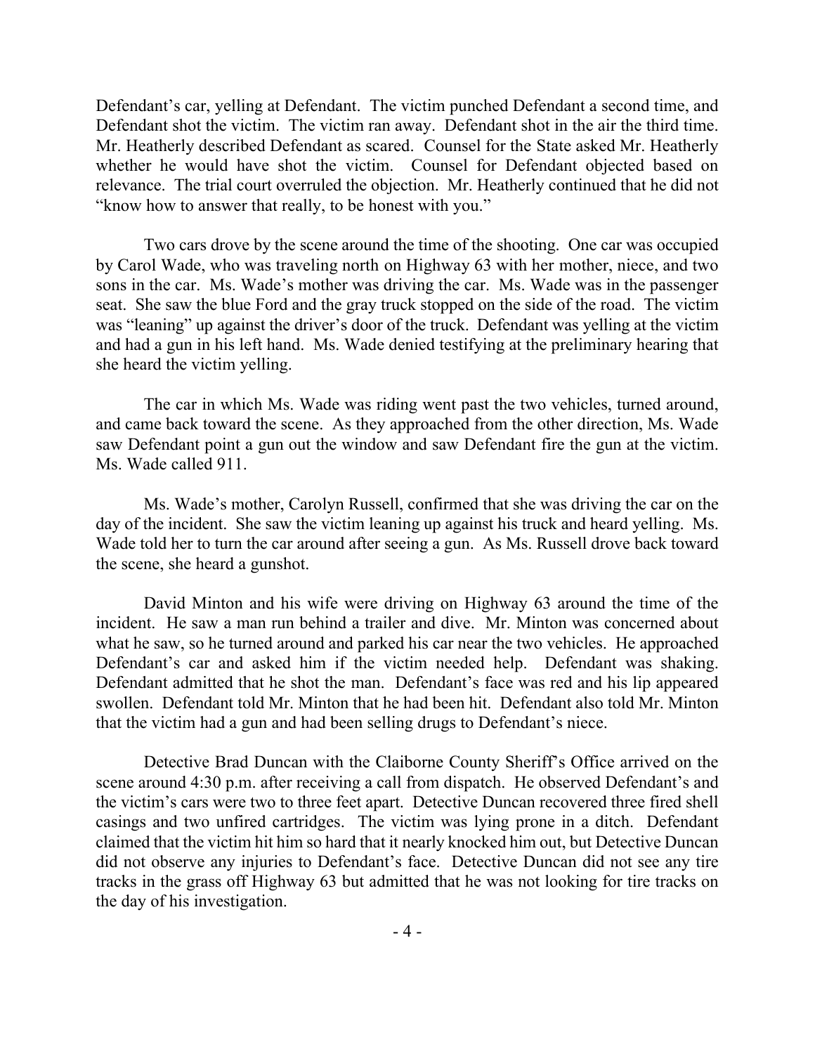Defendant's car, yelling at Defendant. The victim punched Defendant a second time, and Defendant shot the victim. The victim ran away. Defendant shot in the air the third time. Mr. Heatherly described Defendant as scared. Counsel for the State asked Mr. Heatherly whether he would have shot the victim. Counsel for Defendant objected based on relevance. The trial court overruled the objection. Mr. Heatherly continued that he did not "know how to answer that really, to be honest with you."

Two cars drove by the scene around the time of the shooting. One car was occupied by Carol Wade, who was traveling north on Highway 63 with her mother, niece, and two sons in the car. Ms. Wade's mother was driving the car. Ms. Wade was in the passenger seat. She saw the blue Ford and the gray truck stopped on the side of the road. The victim was "leaning" up against the driver's door of the truck. Defendant was yelling at the victim and had a gun in his left hand. Ms. Wade denied testifying at the preliminary hearing that she heard the victim yelling.

The car in which Ms. Wade was riding went past the two vehicles, turned around, and came back toward the scene. As they approached from the other direction, Ms. Wade saw Defendant point a gun out the window and saw Defendant fire the gun at the victim. Ms. Wade called 911.

Ms. Wade's mother, Carolyn Russell, confirmed that she was driving the car on the day of the incident. She saw the victim leaning up against his truck and heard yelling. Ms. Wade told her to turn the car around after seeing a gun. As Ms. Russell drove back toward the scene, she heard a gunshot.

David Minton and his wife were driving on Highway 63 around the time of the incident. He saw a man run behind a trailer and dive. Mr. Minton was concerned about what he saw, so he turned around and parked his car near the two vehicles. He approached Defendant's car and asked him if the victim needed help. Defendant was shaking. Defendant admitted that he shot the man. Defendant's face was red and his lip appeared swollen. Defendant told Mr. Minton that he had been hit. Defendant also told Mr. Minton that the victim had a gun and had been selling drugs to Defendant's niece.

Detective Brad Duncan with the Claiborne County Sheriff's Office arrived on the scene around 4:30 p.m. after receiving a call from dispatch. He observed Defendant's and the victim's cars were two to three feet apart. Detective Duncan recovered three fired shell casings and two unfired cartridges. The victim was lying prone in a ditch. Defendant claimed that the victim hit him so hard that it nearly knocked him out, but Detective Duncan did not observe any injuries to Defendant's face. Detective Duncan did not see any tire tracks in the grass off Highway 63 but admitted that he was not looking for tire tracks on the day of his investigation.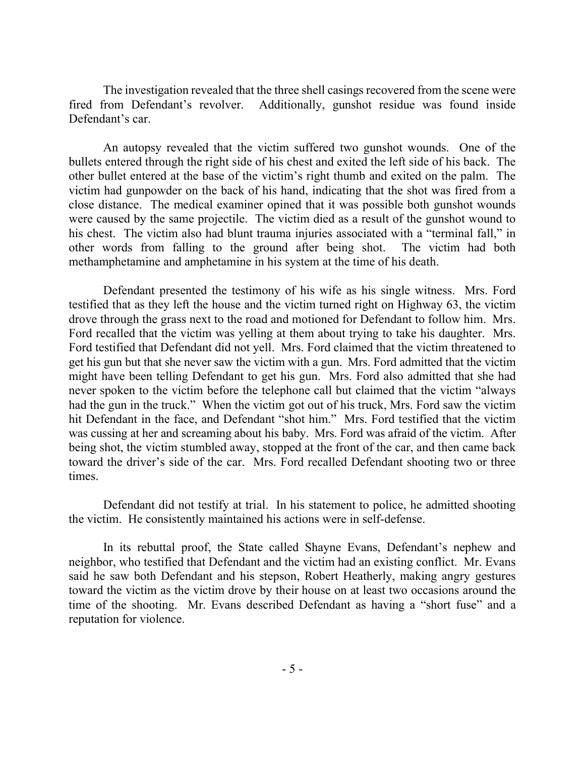The investigation revealed that the three shell casings recovered from the scene were fired from Defendant's revolver. Additionally, gunshot residue was found inside Defendant's car.

An autopsy revealed that the victim suffered two gunshot wounds. One of the bullets entered through the right side of his chest and exited the left side of his back. The other bullet entered at the base of the victim's right thumb and exited on the palm. The victim had gunpowder on the back of his hand, indicating that the shot was fired from a close distance. The medical examiner opined that it was possible both gunshot wounds were caused by the same projectile. The victim died as a result of the gunshot wound to his chest. The victim also had blunt trauma injuries associated with a "terminal fall," in other words from falling to the ground after being shot. The victim had both methamphetamine and amphetamine in his system at the time of his death.

Defendant presented the testimony of his wife as his single witness. Mrs. Ford testified that as they left the house and the victim turned right on Highway 63, the victim drove through the grass next to the road and motioned for Defendant to follow him. Mrs. Ford recalled that the victim was yelling at them about trying to take his daughter. Mrs. Ford testified that Defendant did not yell. Mrs. Ford claimed that the victim threatened to get his gun but that she never saw the victim with a gun. Mrs. Ford admitted that the victim might have been telling Defendant to get his gun. Mrs. Ford also admitted that she had never spoken to the victim before the telephone call but claimed that the victim "always had the gun in the truck." When the victim got out of his truck, Mrs. Ford saw the victim hit Defendant in the face, and Defendant "shot him." Mrs. Ford testified that the victim was cussing at her and screaming about his baby. Mrs. Ford was afraid of the victim. After being shot, the victim stumbled away, stopped at the front of the car, and then came back toward the driver's side of the car. Mrs. Ford recalled Defendant shooting two or three times.

Defendant did not testify at trial. In his statement to police, he admitted shooting the victim. He consistently maintained his actions were in self-defense.

In its rebuttal proof, the State called Shayne Evans, Defendant's nephew and neighbor, who testified that Defendant and the victim had an existing conflict. Mr. Evans said he saw both Defendant and his stepson, Robert Heatherly, making angry gestures toward the victim as the victim drove by their house on at least two occasions around the time of the shooting. Mr. Evans described Defendant as having a "short fuse" and a reputation for violence.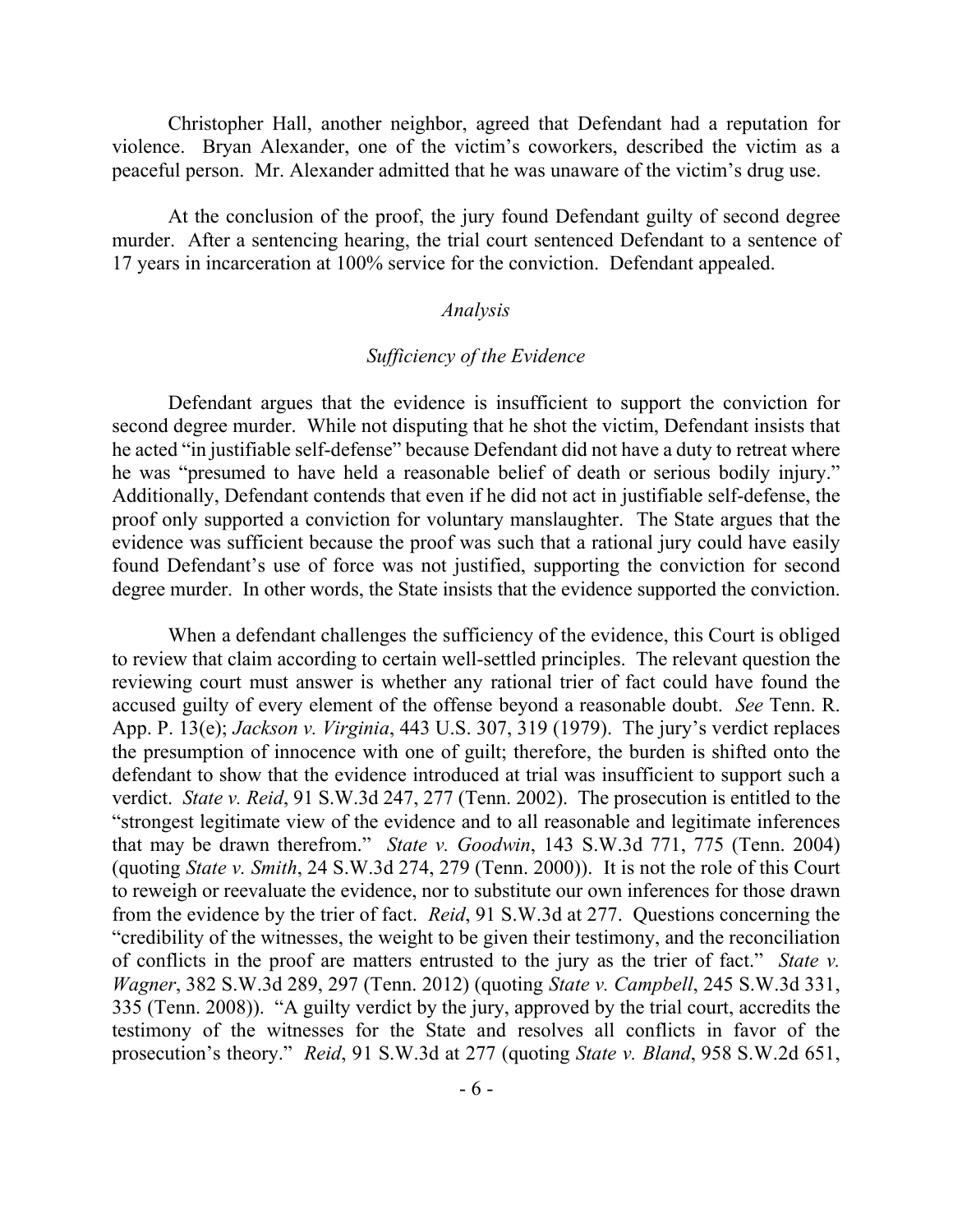Christopher Hall, another neighbor, agreed that Defendant had a reputation for violence. Bryan Alexander, one of the victim's coworkers, described the victim as a peaceful person. Mr. Alexander admitted that he was unaware of the victim's drug use.

At the conclusion of the proof, the jury found Defendant guilty of second degree murder. After a sentencing hearing, the trial court sentenced Defendant to a sentence of 17 years in incarceration at 100% service for the conviction. Defendant appealed.

*Analysis*

*Sufficiency of the Evidence*

Defendant argues that the evidence is insufficient to support the conviction for second degree murder. While not disputing that he shot the victim, Defendant insists that he acted "in justifiable self-defense" because Defendant did not have a duty to retreat where he was "presumed to have held a reasonable belief of death or serious bodily injury." Additionally, Defendant contends that even if he did not act in justifiable self-defense, the proof only supported a conviction for voluntary manslaughter. The State argues that the evidence was sufficient because the proof was such that a rational jury could have easily found Defendant's use of force was not justified, supporting the conviction for second degree murder. In other words, the State insists that the evidence supported the conviction.

When a defendant challenges the sufficiency of the evidence, this Court is obliged to review that claim according to certain well-settled principles. The relevant question the reviewing court must answer is whether any rational trier of fact could have found the accused guilty of every element of the offense beyond a reasonable doubt. *See* Tenn. R. App. P. 13(e); *Jackson v. Virginia*, 443 U.S. 307, 319 (1979). The jury's verdict replaces the presumption of innocence with one of guilt; therefore, the burden is shifted onto the defendant to show that the evidence introduced at trial was insufficient to support such a verdict. *State v. Reid*, 91 S.W.3d 247, 277 (Tenn. 2002). The prosecution is entitled to the "strongest legitimate view of the evidence and to all reasonable and legitimate inferences that may be drawn therefrom." *State v. Goodwin*, 143 S.W.3d 771, 775 (Tenn. 2004) (quoting *State v. Smith*, 24 S.W.3d 274, 279 (Tenn. 2000)). It is not the role of this Court to reweigh or reevaluate the evidence, nor to substitute our own inferences for those drawn from the evidence by the trier of fact. *Reid*, 91 S.W.3d at 277. Questions concerning the "credibility of the witnesses, the weight to be given their testimony, and the reconciliation of conflicts in the proof are matters entrusted to the jury as the trier of fact." *State v. Wagner*, 382 S.W.3d 289, 297 (Tenn. 2012) (quoting *State v. Campbell*, 245 S.W.3d 331, 335 (Tenn. 2008)). "A guilty verdict by the jury, approved by the trial court, accredits the testimony of the witnesses for the State and resolves all conflicts in favor of the prosecution's theory." *Reid*, 91 S.W.3d at 277 (quoting *State v. Bland*, 958 S.W.2d 651,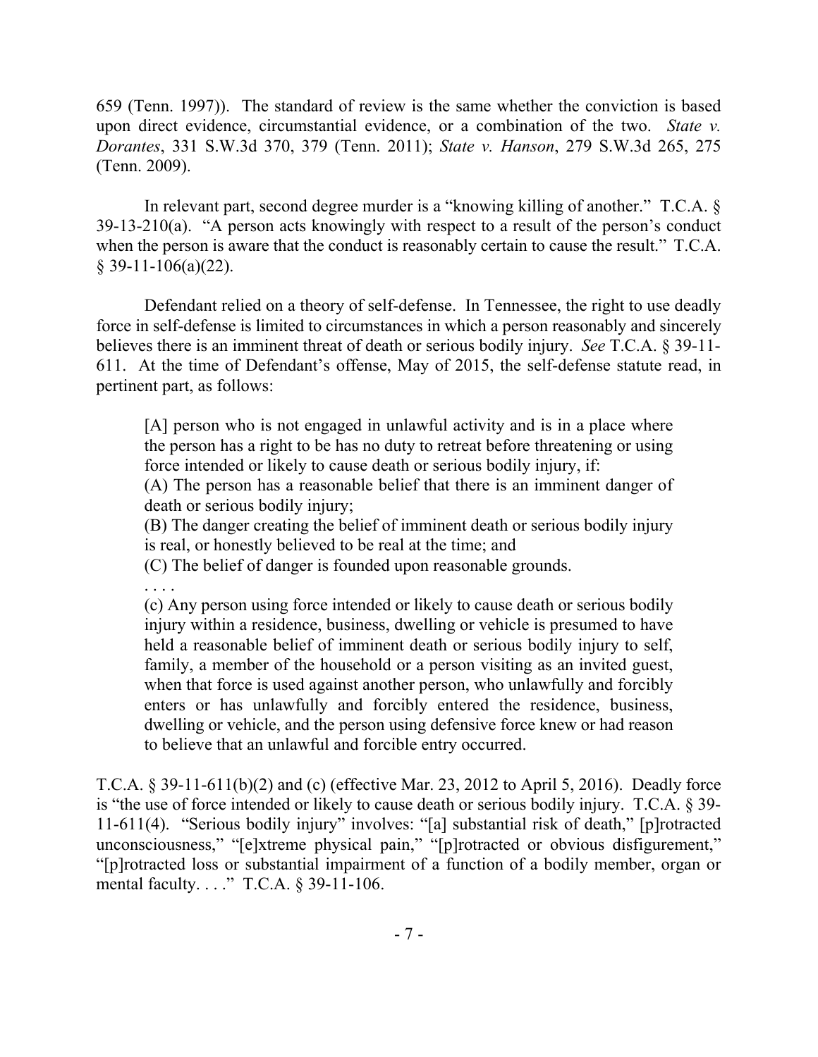659 (Tenn. 1997)). The standard of review is the same whether the conviction is based upon direct evidence, circumstantial evidence, or a combination of the two. *State v. Dorantes*, 331 S.W.3d 370, 379 (Tenn. 2011); *State v. Hanson*, 279 S.W.3d 265, 275 (Tenn. 2009).

In relevant part, second degree murder is a "knowing killing of another." T.C.A. § 39-13-210(a). "A person acts knowingly with respect to a result of the person's conduct when the person is aware that the conduct is reasonably certain to cause the result." T.C.A. § 39-11-106(a)(22).

Defendant relied on a theory of self-defense. In Tennessee, the right to use deadly force in self-defense is limited to circumstances in which a person reasonably and sincerely believes there is an imminent threat of death or serious bodily injury. *See* T.C.A. § 39-11-611. At the time of Defendant's offense, May of 2015, the self-defense statute read, in pertinent part, as follows:

> [A] person who is not engaged in unlawful activity and is in a place where the person has a right to be has no duty to retreat before threatening or using force intended or likely to cause death or serious bodily injury, if:
>
> (A) The person has a reasonable belief that there is an imminent danger of death or serious bodily injury;
>
> (B) The danger creating the belief of imminent death or serious bodily injury is real, or honestly believed to be real at the time; and
>
> (C) The belief of danger is founded upon reasonable grounds.
>
> . . . .
>
> (c) Any person using force intended or likely to cause death or serious bodily injury within a residence, business, dwelling or vehicle is presumed to have held a reasonable belief of imminent death or serious bodily injury to self, family, a member of the household or a person visiting as an invited guest, when that force is used against another person, who unlawfully and forcibly enters or has unlawfully and forcibly entered the residence, business, dwelling or vehicle, and the person using defensive force knew or had reason to believe that an unlawful and forcible entry occurred.

T.C.A. § 39-11-611(b)(2) and (c) (effective Mar. 23, 2012 to April 5, 2016). Deadly force is "the use of force intended or likely to cause death or serious bodily injury. T.C.A. § 39-11-611(4). "Serious bodily injury" involves: "[a] substantial risk of death," [p]rotracted unconsciousness," "[e]xtreme physical pain," "[p]rotracted or obvious disfigurement," "[p]rotracted loss or substantial impairment of a function of a bodily member, organ or mental faculty. . . ." T.C.A. § 39-11-106.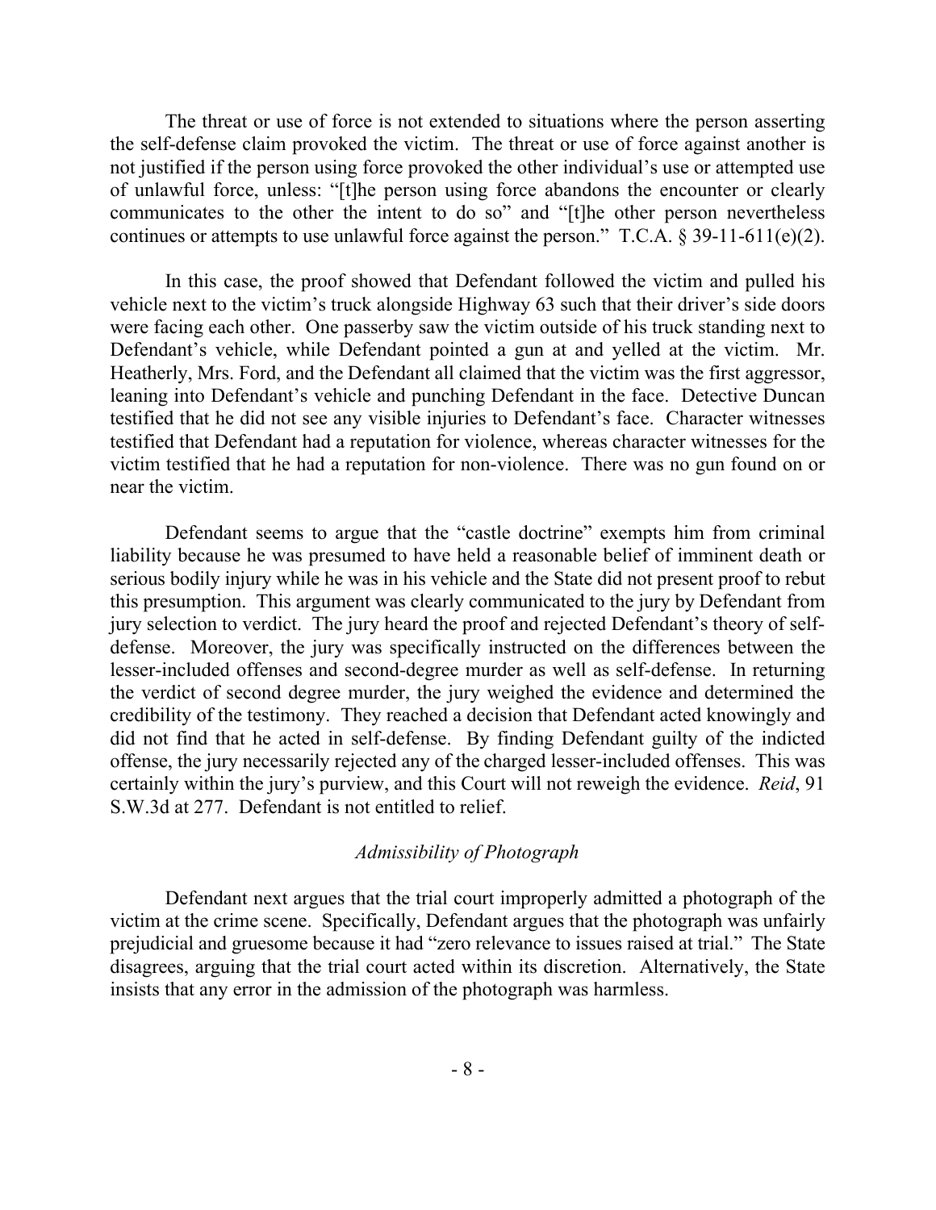The threat or use of force is not extended to situations where the person asserting the self-defense claim provoked the victim. The threat or use of force against another is not justified if the person using force provoked the other individual's use or attempted use of unlawful force, unless: "[t]he person using force abandons the encounter or clearly communicates to the other the intent to do so" and "[t]he other person nevertheless continues or attempts to use unlawful force against the person." T.C.A. § 39-11-611(e)(2).

In this case, the proof showed that Defendant followed the victim and pulled his vehicle next to the victim's truck alongside Highway 63 such that their driver's side doors were facing each other. One passerby saw the victim outside of his truck standing next to Defendant's vehicle, while Defendant pointed a gun at and yelled at the victim. Mr. Heatherly, Mrs. Ford, and the Defendant all claimed that the victim was the first aggressor, leaning into Defendant's vehicle and punching Defendant in the face. Detective Duncan testified that he did not see any visible injuries to Defendant's face. Character witnesses testified that Defendant had a reputation for violence, whereas character witnesses for the victim testified that he had a reputation for non-violence. There was no gun found on or near the victim.

Defendant seems to argue that the "castle doctrine" exempts him from criminal liability because he was presumed to have held a reasonable belief of imminent death or serious bodily injury while he was in his vehicle and the State did not present proof to rebut this presumption. This argument was clearly communicated to the jury by Defendant from jury selection to verdict. The jury heard the proof and rejected Defendant's theory of self-defense. Moreover, the jury was specifically instructed on the differences between the lesser-included offenses and second-degree murder as well as self-defense. In returning the verdict of second degree murder, the jury weighed the evidence and determined the credibility of the testimony. They reached a decision that Defendant acted knowingly and did not find that he acted in self-defense. By finding Defendant guilty of the indicted offense, the jury necessarily rejected any of the charged lesser-included offenses. This was certainly within the jury's purview, and this Court will not reweigh the evidence. *Reid*, 91 S.W.3d at 277. Defendant is not entitled to relief.

### *Admissibility of Photograph*

Defendant next argues that the trial court improperly admitted a photograph of the victim at the crime scene. Specifically, Defendant argues that the photograph was unfairly prejudicial and gruesome because it had "zero relevance to issues raised at trial." The State disagrees, arguing that the trial court acted within its discretion. Alternatively, the State insists that any error in the admission of the photograph was harmless.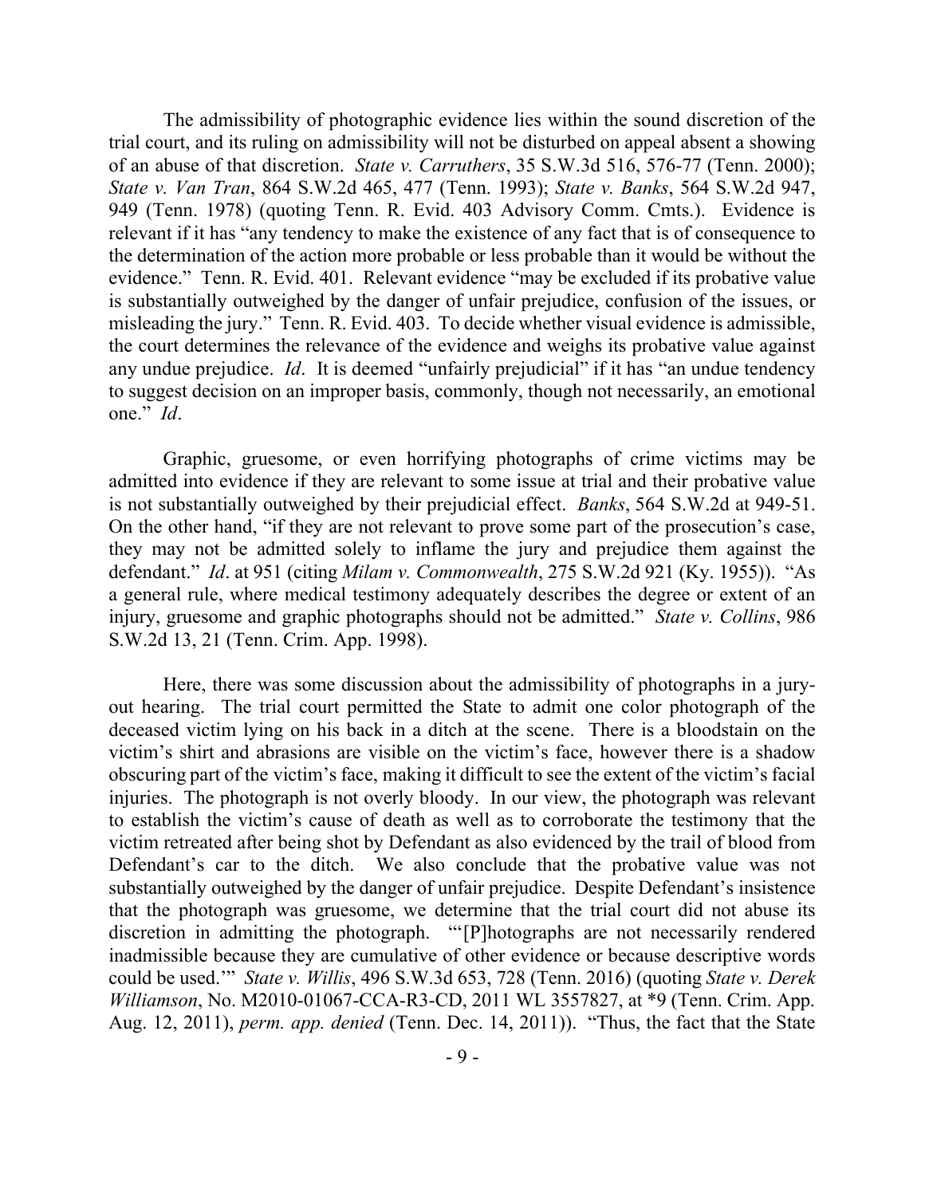The admissibility of photographic evidence lies within the sound discretion of the trial court, and its ruling on admissibility will not be disturbed on appeal absent a showing of an abuse of that discretion. *State v. Carruthers*, 35 S.W.3d 516, 576-77 (Tenn. 2000); *State v. Van Tran*, 864 S.W.2d 465, 477 (Tenn. 1993); *State v. Banks*, 564 S.W.2d 947, 949 (Tenn. 1978) (quoting Tenn. R. Evid. 403 Advisory Comm. Cmts.). Evidence is relevant if it has "any tendency to make the existence of any fact that is of consequence to the determination of the action more probable or less probable than it would be without the evidence." Tenn. R. Evid. 401. Relevant evidence "may be excluded if its probative value is substantially outweighed by the danger of unfair prejudice, confusion of the issues, or misleading the jury." Tenn. R. Evid. 403. To decide whether visual evidence is admissible, the court determines the relevance of the evidence and weighs its probative value against any undue prejudice. *Id*. It is deemed "unfairly prejudicial" if it has "an undue tendency to suggest decision on an improper basis, commonly, though not necessarily, an emotional one." *Id*.

Graphic, gruesome, or even horrifying photographs of crime victims may be admitted into evidence if they are relevant to some issue at trial and their probative value is not substantially outweighed by their prejudicial effect. *Banks*, 564 S.W.2d at 949-51. On the other hand, "if they are not relevant to prove some part of the prosecution's case, they may not be admitted solely to inflame the jury and prejudice them against the defendant." *Id*. at 951 (citing *Milam v. Commonwealth*, 275 S.W.2d 921 (Ky. 1955)). "As a general rule, where medical testimony adequately describes the degree or extent of an injury, gruesome and graphic photographs should not be admitted." *State v. Collins*, 986 S.W.2d 13, 21 (Tenn. Crim. App. 1998).

Here, there was some discussion about the admissibility of photographs in a jury-out hearing. The trial court permitted the State to admit one color photograph of the deceased victim lying on his back in a ditch at the scene. There is a bloodstain on the victim's shirt and abrasions are visible on the victim's face, however there is a shadow obscuring part of the victim's face, making it difficult to see the extent of the victim's facial injuries. The photograph is not overly bloody. In our view, the photograph was relevant to establish the victim's cause of death as well as to corroborate the testimony that the victim retreated after being shot by Defendant as also evidenced by the trail of blood from Defendant's car to the ditch. We also conclude that the probative value was not substantially outweighed by the danger of unfair prejudice. Despite Defendant's insistence that the photograph was gruesome, we determine that the trial court did not abuse its discretion in admitting the photograph. "'[P]hotographs are not necessarily rendered inadmissible because they are cumulative of other evidence or because descriptive words could be used.'" *State v. Willis*, 496 S.W.3d 653, 728 (Tenn. 2016) (quoting *State v. Derek Williamson*, No. M2010-01067-CCA-R3-CD, 2011 WL 3557827, at *9 (Tenn. Crim. App. Aug. 12, 2011), *perm. app. denied* (Tenn. Dec. 14, 2011)). "Thus, the fact that the State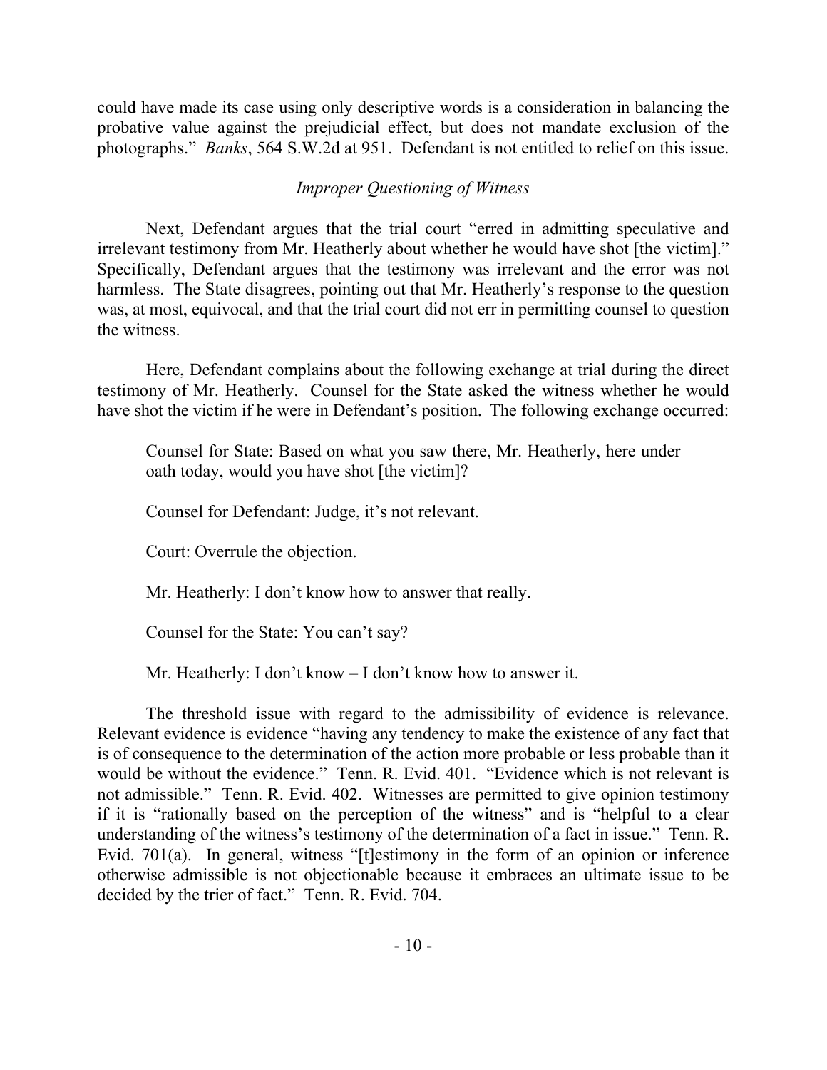could have made its case using only descriptive words is a consideration in balancing the probative value against the prejudicial effect, but does not mandate exclusion of the photographs." *Banks*, 564 S.W.2d at 951. Defendant is not entitled to relief on this issue.

### *Improper Questioning of Witness*

Next, Defendant argues that the trial court "erred in admitting speculative and irrelevant testimony from Mr. Heatherly about whether he would have shot [the victim]." Specifically, Defendant argues that the testimony was irrelevant and the error was not harmless. The State disagrees, pointing out that Mr. Heatherly's response to the question was, at most, equivocal, and that the trial court did not err in permitting counsel to question the witness.

Here, Defendant complains about the following exchange at trial during the direct testimony of Mr. Heatherly. Counsel for the State asked the witness whether he would have shot the victim if he were in Defendant's position. The following exchange occurred:

> Counsel for State: Based on what you saw there, Mr. Heatherly, here under oath today, would you have shot [the victim]?
>
> Counsel for Defendant: Judge, it's not relevant.
>
> Court: Overrule the objection.
>
> Mr. Heatherly: I don't know how to answer that really.
>
> Counsel for the State: You can't say?
>
> Mr. Heatherly: I don't know – I don't know how to answer it.

The threshold issue with regard to the admissibility of evidence is relevance. Relevant evidence is evidence "having any tendency to make the existence of any fact that is of consequence to the determination of the action more probable or less probable than it would be without the evidence." Tenn. R. Evid. 401. "Evidence which is not relevant is not admissible." Tenn. R. Evid. 402. Witnesses are permitted to give opinion testimony if it is "rationally based on the perception of the witness" and is "helpful to a clear understanding of the witness's testimony of the determination of a fact in issue." Tenn. R. Evid. 701(a). In general, witness "[t]estimony in the form of an opinion or inference otherwise admissible is not objectionable because it embraces an ultimate issue to be decided by the trier of fact." Tenn. R. Evid. 704.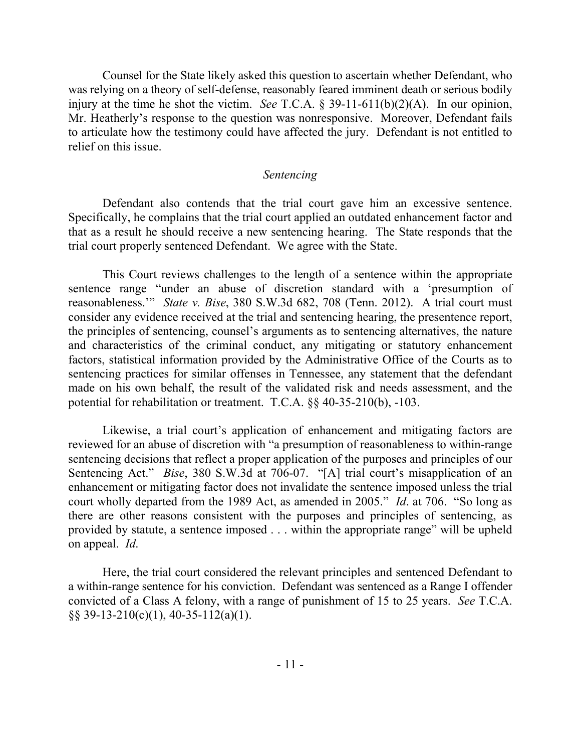Counsel for the State likely asked this question to ascertain whether Defendant, who was relying on a theory of self-defense, reasonably feared imminent death or serious bodily injury at the time he shot the victim. *See* T.C.A. § 39-11-611(b)(2)(A). In our opinion, Mr. Heatherly's response to the question was nonresponsive. Moreover, Defendant fails to articulate how the testimony could have affected the jury. Defendant is not entitled to relief on this issue.

### *Sentencing*

Defendant also contends that the trial court gave him an excessive sentence. Specifically, he complains that the trial court applied an outdated enhancement factor and that as a result he should receive a new sentencing hearing. The State responds that the trial court properly sentenced Defendant. We agree with the State.

This Court reviews challenges to the length of a sentence within the appropriate sentence range "under an abuse of discretion standard with a 'presumption of reasonableness.'" *State v. Bise*, 380 S.W.3d 682, 708 (Tenn. 2012). A trial court must consider any evidence received at the trial and sentencing hearing, the presentence report, the principles of sentencing, counsel's arguments as to sentencing alternatives, the nature and characteristics of the criminal conduct, any mitigating or statutory enhancement factors, statistical information provided by the Administrative Office of the Courts as to sentencing practices for similar offenses in Tennessee, any statement that the defendant made on his own behalf, the result of the validated risk and needs assessment, and the potential for rehabilitation or treatment. T.C.A. §§ 40-35-210(b), -103.

Likewise, a trial court's application of enhancement and mitigating factors are reviewed for an abuse of discretion with "a presumption of reasonableness to within-range sentencing decisions that reflect a proper application of the purposes and principles of our Sentencing Act." *Bise*, 380 S.W.3d at 706-07. "[A] trial court's misapplication of an enhancement or mitigating factor does not invalidate the sentence imposed unless the trial court wholly departed from the 1989 Act, as amended in 2005." *Id*. at 706. "So long as there are other reasons consistent with the purposes and principles of sentencing, as provided by statute, a sentence imposed . . . within the appropriate range" will be upheld on appeal. *Id*.

Here, the trial court considered the relevant principles and sentenced Defendant to a within-range sentence for his conviction. Defendant was sentenced as a Range I offender convicted of a Class A felony, with a range of punishment of 15 to 25 years. *See* T.C.A. §§ 39-13-210(c)(1), 40-35-112(a)(1).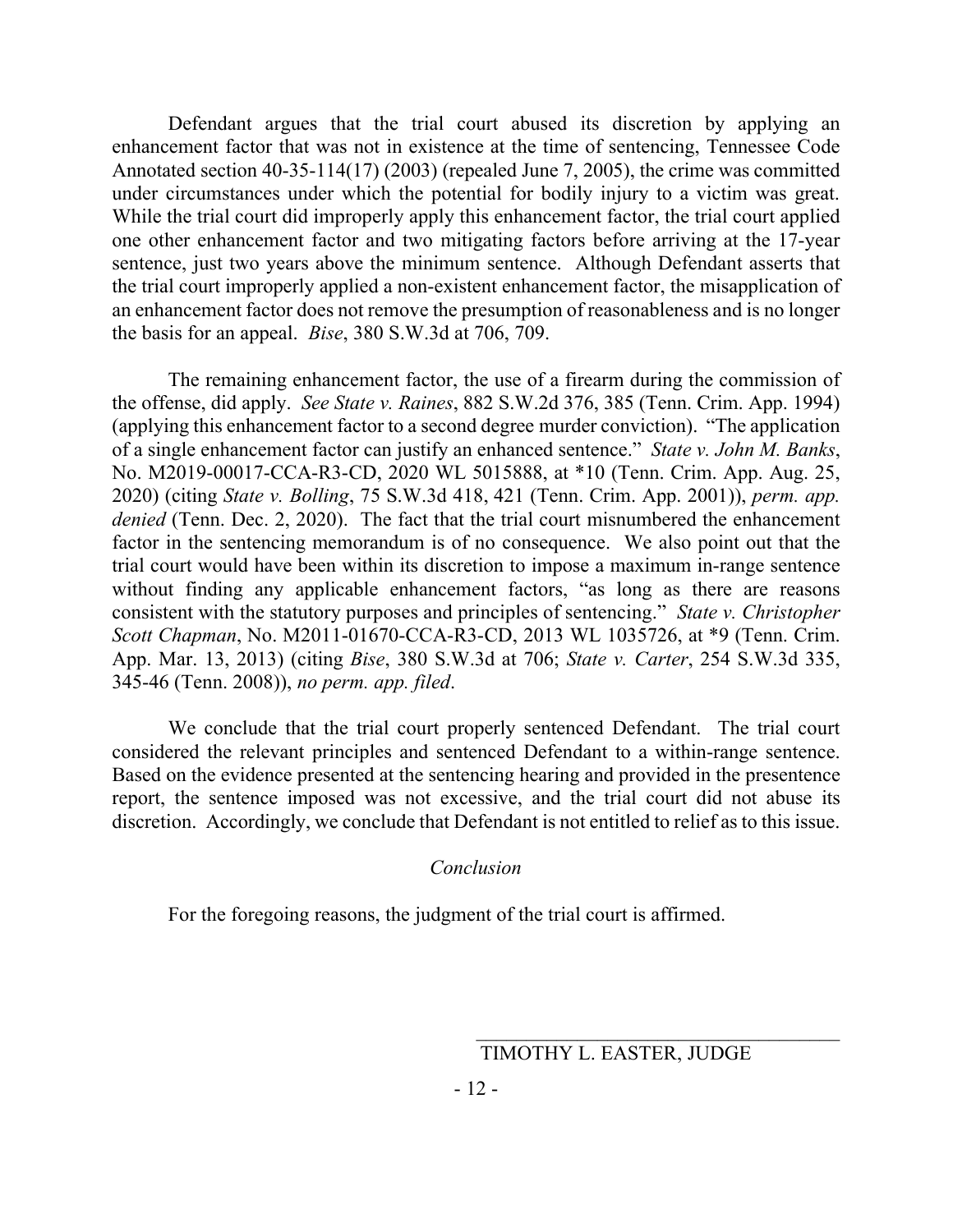Defendant argues that the trial court abused its discretion by applying an enhancement factor that was not in existence at the time of sentencing, Tennessee Code Annotated section 40-35-114(17) (2003) (repealed June 7, 2005), the crime was committed under circumstances under which the potential for bodily injury to a victim was great. While the trial court did improperly apply this enhancement factor, the trial court applied one other enhancement factor and two mitigating factors before arriving at the 17-year sentence, just two years above the minimum sentence. Although Defendant asserts that the trial court improperly applied a non-existent enhancement factor, the misapplication of an enhancement factor does not remove the presumption of reasonableness and is no longer the basis for an appeal. *Bise*, 380 S.W.3d at 706, 709.

The remaining enhancement factor, the use of a firearm during the commission of the offense, did apply. *See State v. Raines*, 882 S.W.2d 376, 385 (Tenn. Crim. App. 1994) (applying this enhancement factor to a second degree murder conviction). "The application of a single enhancement factor can justify an enhanced sentence." *State v. John M. Banks*, No. M2019-00017-CCA-R3-CD, 2020 WL 5015888, at *10 (Tenn. Crim. App. Aug. 25, 2020) (citing *State v. Bolling*, 75 S.W.3d 418, 421 (Tenn. Crim. App. 2001)), *perm. app. denied* (Tenn. Dec. 2, 2020). The fact that the trial court misnumbered the enhancement factor in the sentencing memorandum is of no consequence. We also point out that the trial court would have been within its discretion to impose a maximum in-range sentence without finding any applicable enhancement factors, "as long as there are reasons consistent with the statutory purposes and principles of sentencing." *State v. Christopher Scott Chapman*, No. M2011-01670-CCA-R3-CD, 2013 WL 1035726, at *9 (Tenn. Crim. App. Mar. 13, 2013) (citing *Bise*, 380 S.W.3d at 706; *State v. Carter*, 254 S.W.3d 335, 345-46 (Tenn. 2008)), *no perm. app. filed*.

We conclude that the trial court properly sentenced Defendant. The trial court considered the relevant principles and sentenced Defendant to a within-range sentence. Based on the evidence presented at the sentencing hearing and provided in the presentence report, the sentence imposed was not excessive, and the trial court did not abuse its discretion. Accordingly, we conclude that Defendant is not entitled to relief as to this issue.

*Conclusion*

For the foregoing reasons, the judgment of the trial court is affirmed.

\_\_\_\_\_\_\_\_\_\_\_\_\_\_\_\_\_\_\_\_\_\_\_\_\_\_\_\_\_\_\_\_\_\_\_\_\_\_

TIMOTHY L. EASTER, JUDGE